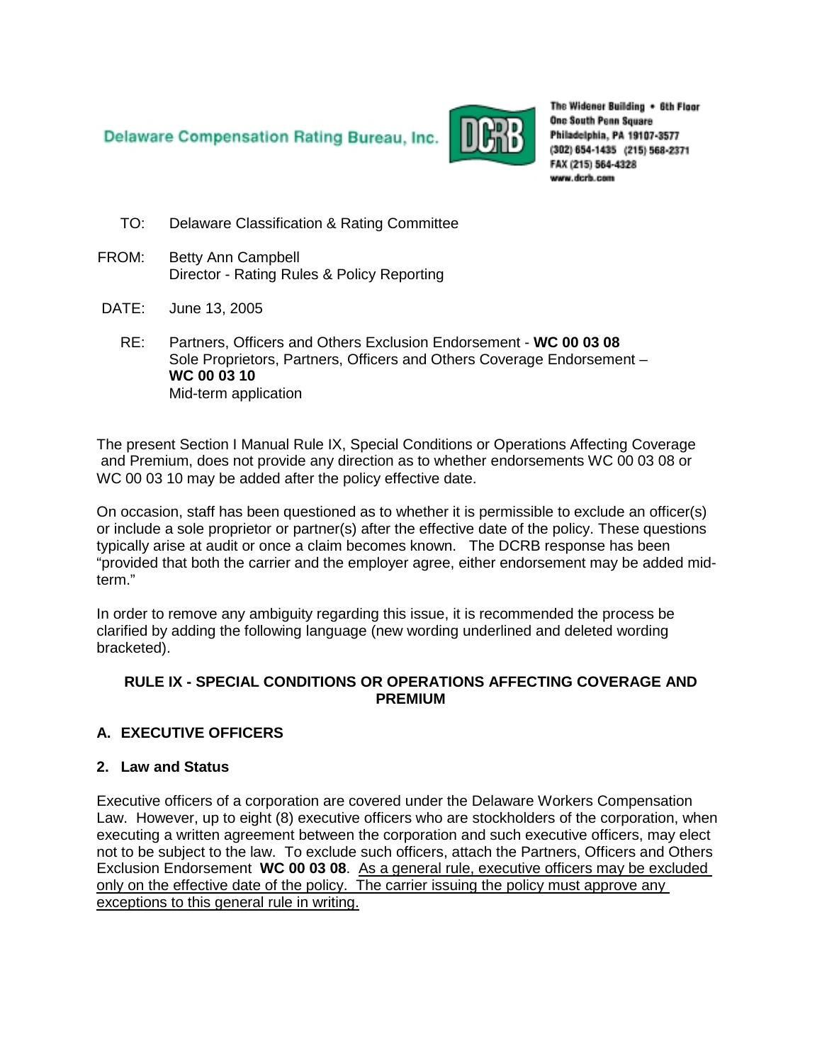Delaware Compensation Rating Bureau, Inc.

The Widener Building • 6th Floor
One South Penn Square
Philadelphia, PA 19107-3577
(302) 654-1435 (215) 568-2371
FAX (215) 564-4328
www.dcrb.com

TO: Delaware Classification & Rating Committee

FROM: Betty Ann Campbell
Director - Rating Rules & Policy Reporting

DATE: June 13, 2005

RE: Partners, Officers and Others Exclusion Endorsement - **WC 00 03 08**
Sole Proprietors, Partners, Officers and Others Coverage Endorsement – **WC 00 03 10**
Mid-term application

The present Section I Manual Rule IX, Special Conditions or Operations Affecting Coverage and Premium, does not provide any direction as to whether endorsements WC 00 03 08 or WC 00 03 10 may be added after the policy effective date.

On occasion, staff has been questioned as to whether it is permissible to exclude an officer(s) or include a sole proprietor or partner(s) after the effective date of the policy. These questions typically arise at audit or once a claim becomes known. The DCRB response has been "provided that both the carrier and the employer agree, either endorsement may be added mid-term."

In order to remove any ambiguity regarding this issue, it is recommended the process be clarified by adding the following language (new wording underlined and deleted wording bracketed).

**RULE IX - SPECIAL CONDITIONS OR OPERATIONS AFFECTING COVERAGE AND PREMIUM**

**A. EXECUTIVE OFFICERS**

**2. Law and Status**

Executive officers of a corporation are covered under the Delaware Workers Compensation Law. However, up to eight (8) executive officers who are stockholders of the corporation, when executing a written agreement between the corporation and such executive officers, may elect not to be subject to the law. To exclude such officers, attach the Partners, Officers and Others Exclusion Endorsement **WC 00 03 08**. <u>As a general rule, executive officers may be excluded only on the effective date of the policy. The carrier issuing the policy must approve any exceptions to this general rule in writing.</u>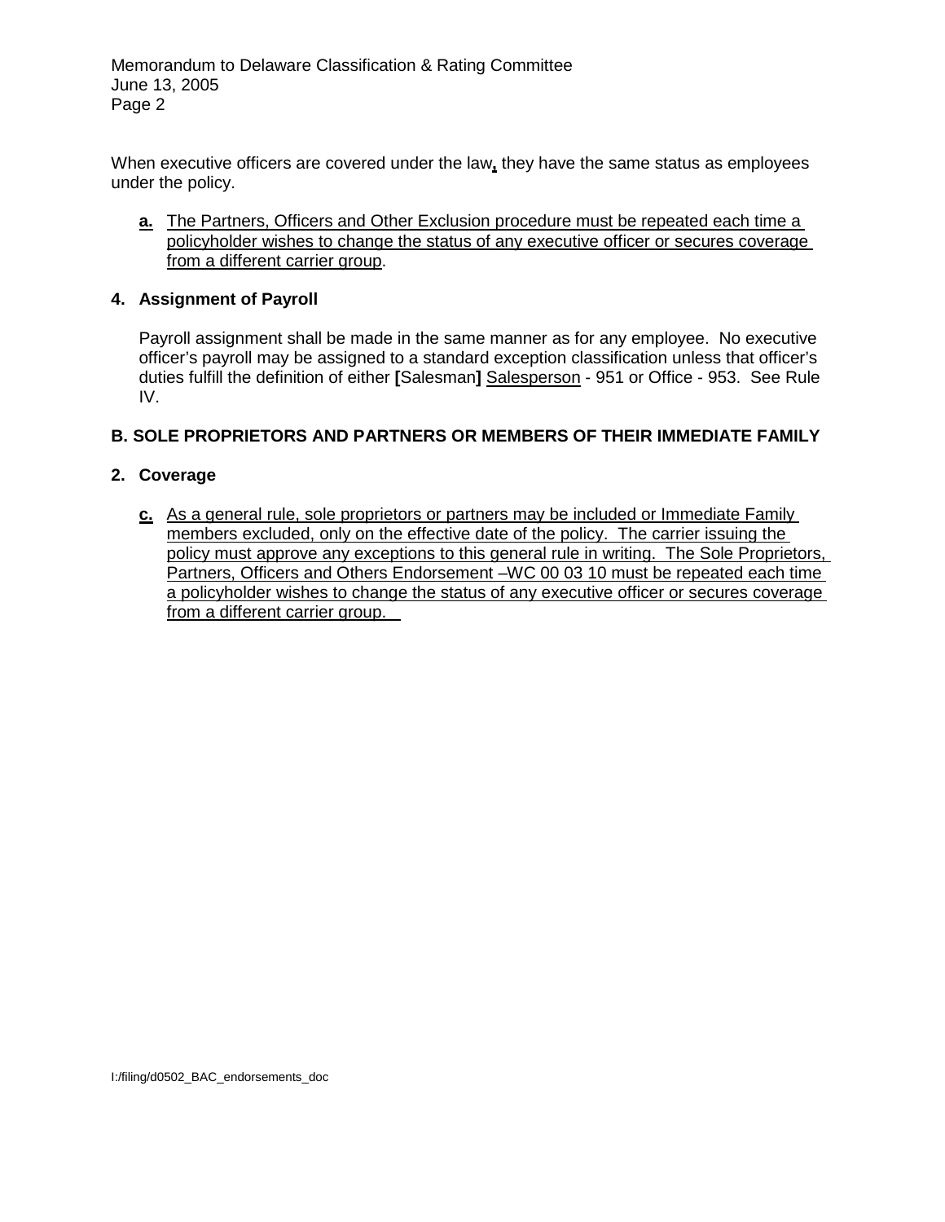When executive officers are covered under the law, they have the same status as employees under the policy.

**a.** The Partners, Officers and Other Exclusion procedure must be repeated each time a policyholder wishes to change the status of any executive officer or secures coverage from a different carrier group.

**4. Assignment of Payroll**

Payroll assignment shall be made in the same manner as for any employee. No executive officer's payroll may be assigned to a standard exception classification unless that officer's duties fulfill the definition of either **[**Salesman**]** Salesperson - 951 or Office - 953. See Rule IV.

**B. SOLE PROPRIETORS AND PARTNERS OR MEMBERS OF THEIR IMMEDIATE FAMILY**

**2. Coverage**

**c.** As a general rule, sole proprietors or partners may be included or Immediate Family members excluded, only on the effective date of the policy. The carrier issuing the policy must approve any exceptions to this general rule in writing. The Sole Proprietors, Partners, Officers and Others Endorsement –WC 00 03 10 must be repeated each time a policyholder wishes to change the status of any executive officer or secures coverage from a different carrier group.

I:/filing/d0502_BAC_endorsements_doc